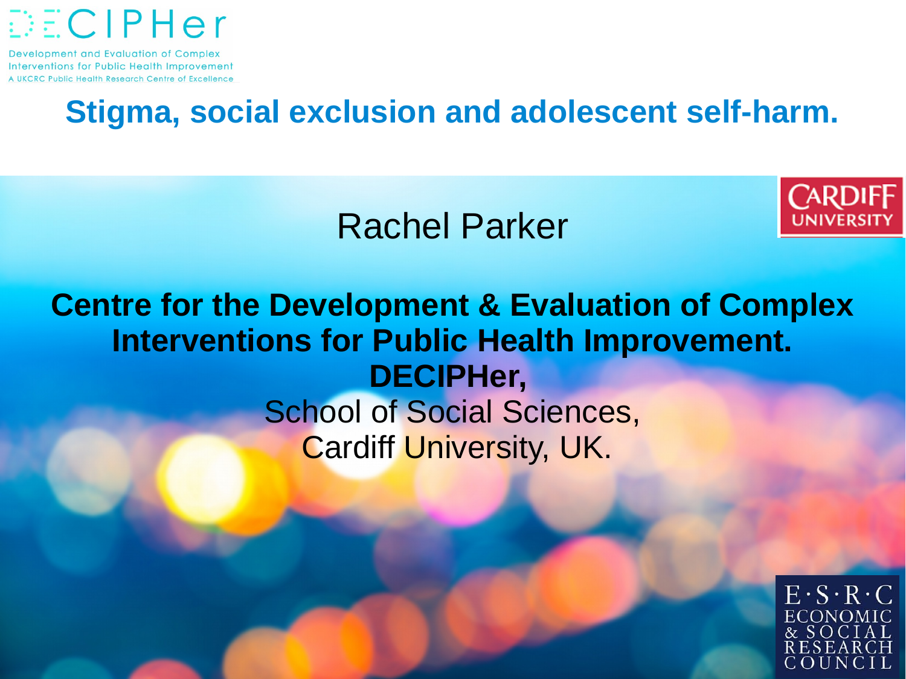DECIPHer

Development and Evaluation of Complex Interventions for Public Health Improvement
A UKCRC Public Health Research Centre of Excellence

# Stigma, social exclusion and adolescent self-harm.

Rachel Parker

**Centre for the Development & Evaluation of Complex Interventions for Public Health Improvement. DECIPHer,**
School of Social Sciences,
Cardiff University, UK.

CARDIFF UNIVERSITY

E·S·R·C ECONOMIC & SOCIAL RESEARCH COUNCIL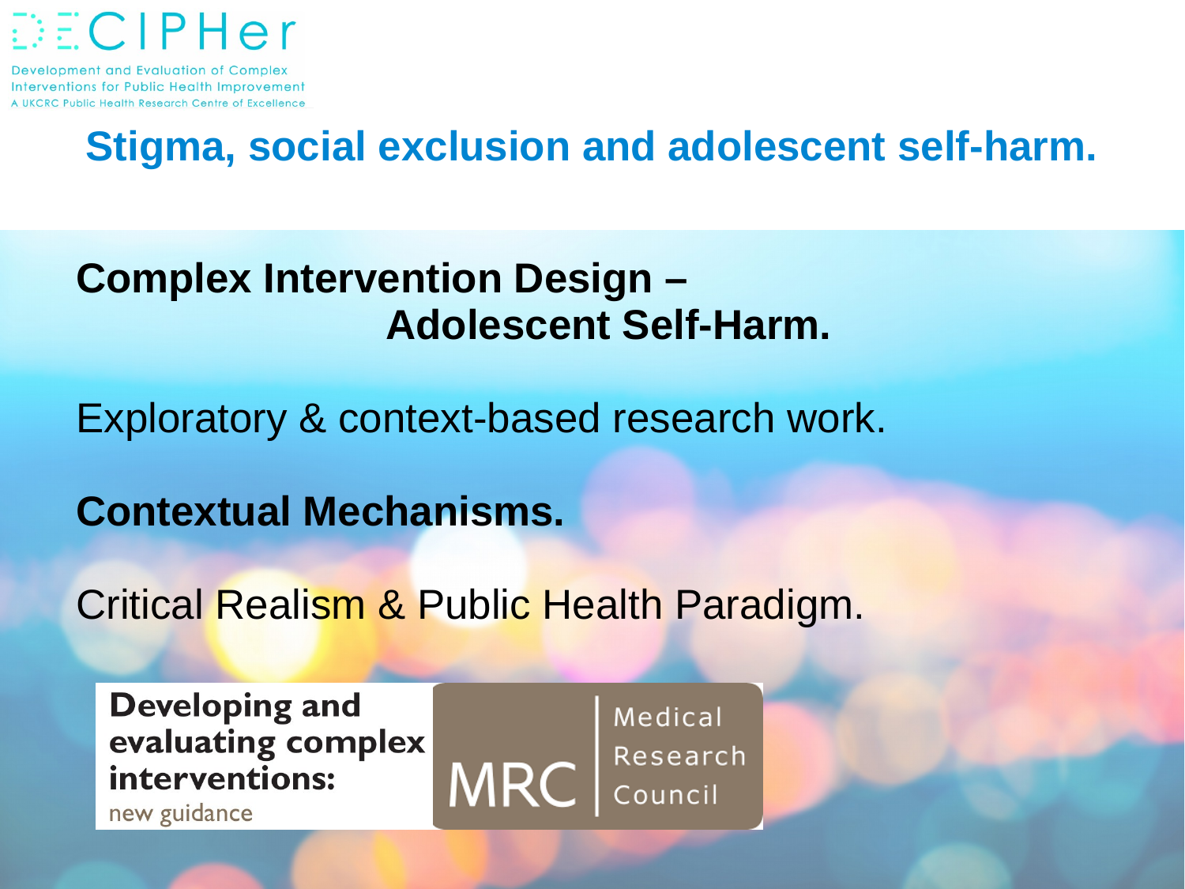DECIPHer

Development and Evaluation of Complex Interventions for Public Health Improvement
A UKCRC Public Health Research Centre of Excellence

# Stigma, social exclusion and adolescent self-harm.

**Complex Intervention Design – Adolescent Self-Harm.**

Exploratory & context-based research work.

**Contextual Mechanisms.**

Critical Realism & Public Health Paradigm.

**Developing and evaluating complex interventions:** new guidance

MRC Medical Research Council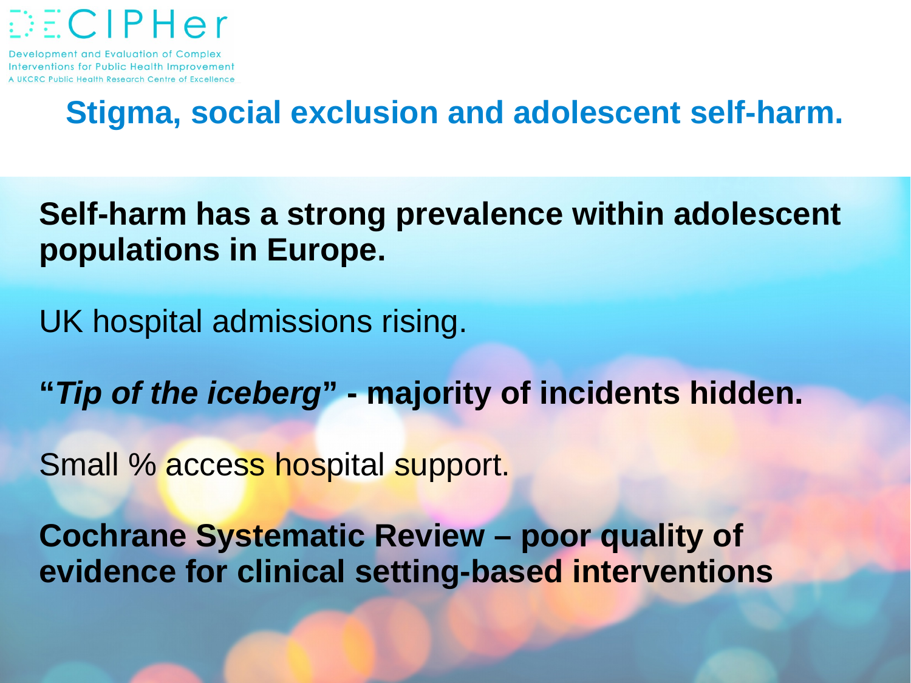DECIPHer

Development and Evaluation of Complex Interventions for Public Health Improvement
A UKCRC Public Health Research Centre of Excellence

## Stigma, social exclusion and adolescent self-harm.

**Self-harm has a strong prevalence within adolescent populations in Europe.**

UK hospital admissions rising.

**"*Tip of the iceberg*" - majority of incidents hidden.**

Small % access hospital support.

**Cochrane Systematic Review – poor quality of evidence for clinical setting-based interventions**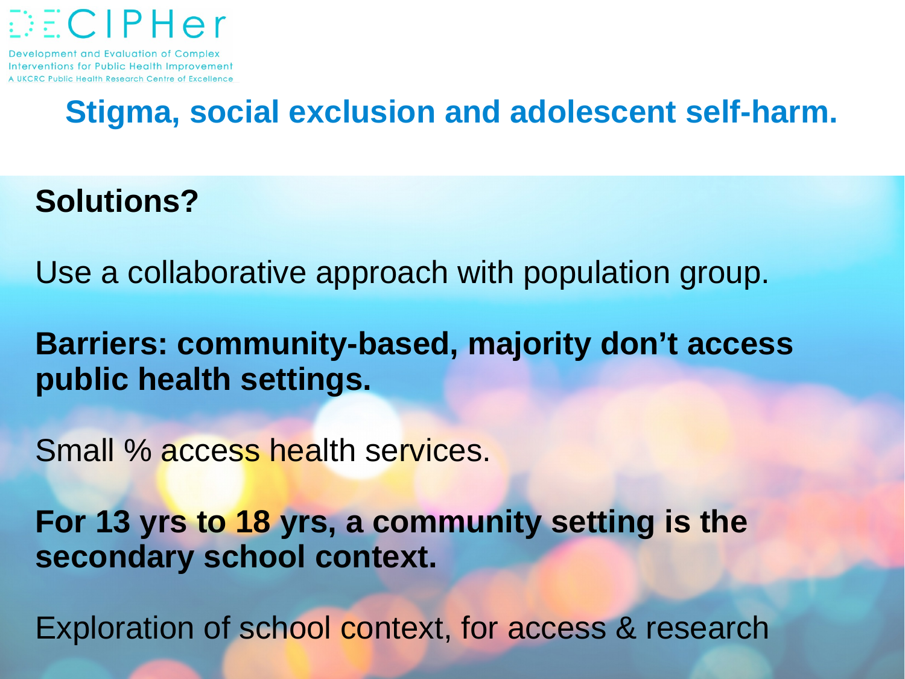# Stigma, social exclusion and adolescent self-harm.

**Solutions?**

Use a collaborative approach with population group.

**Barriers: community-based, majority don't access public health settings.**

Small % access health services.

**For 13 yrs to 18 yrs, a community setting is the secondary school context.**

Exploration of school context, for access & research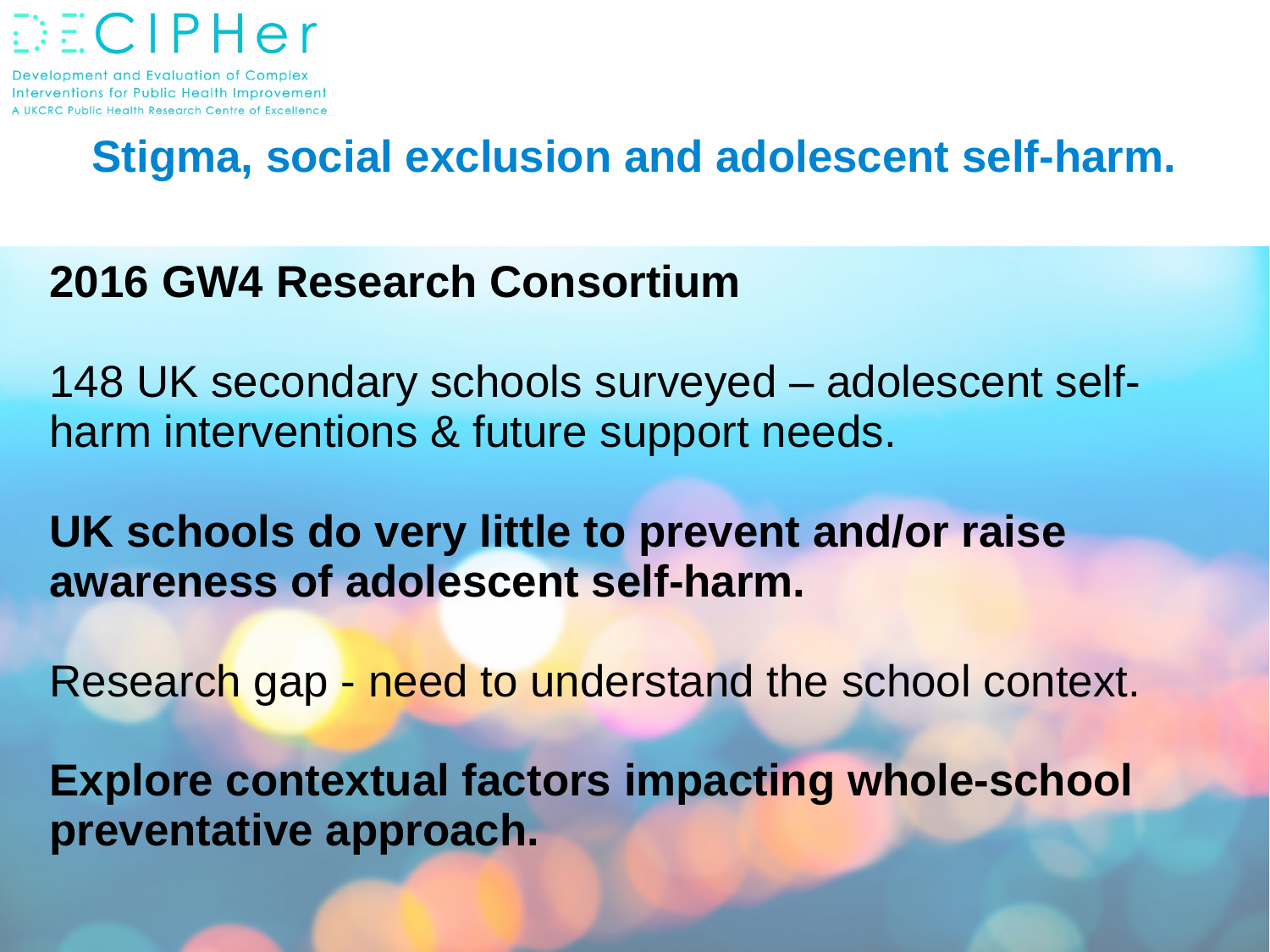DECIPHer

Development and Evaluation of Complex Interventions for Public Health Improvement
A UKCRC Public Health Research Centre of Excellence

# Stigma, social exclusion and adolescent self-harm.

**2016 GW4 Research Consortium**

148 UK secondary schools surveyed – adolescent self-harm interventions & future support needs.

**UK schools do very little to prevent and/or raise awareness of adolescent self-harm.**

Research gap - need to understand the school context.

**Explore contextual factors impacting whole-school preventative approach.**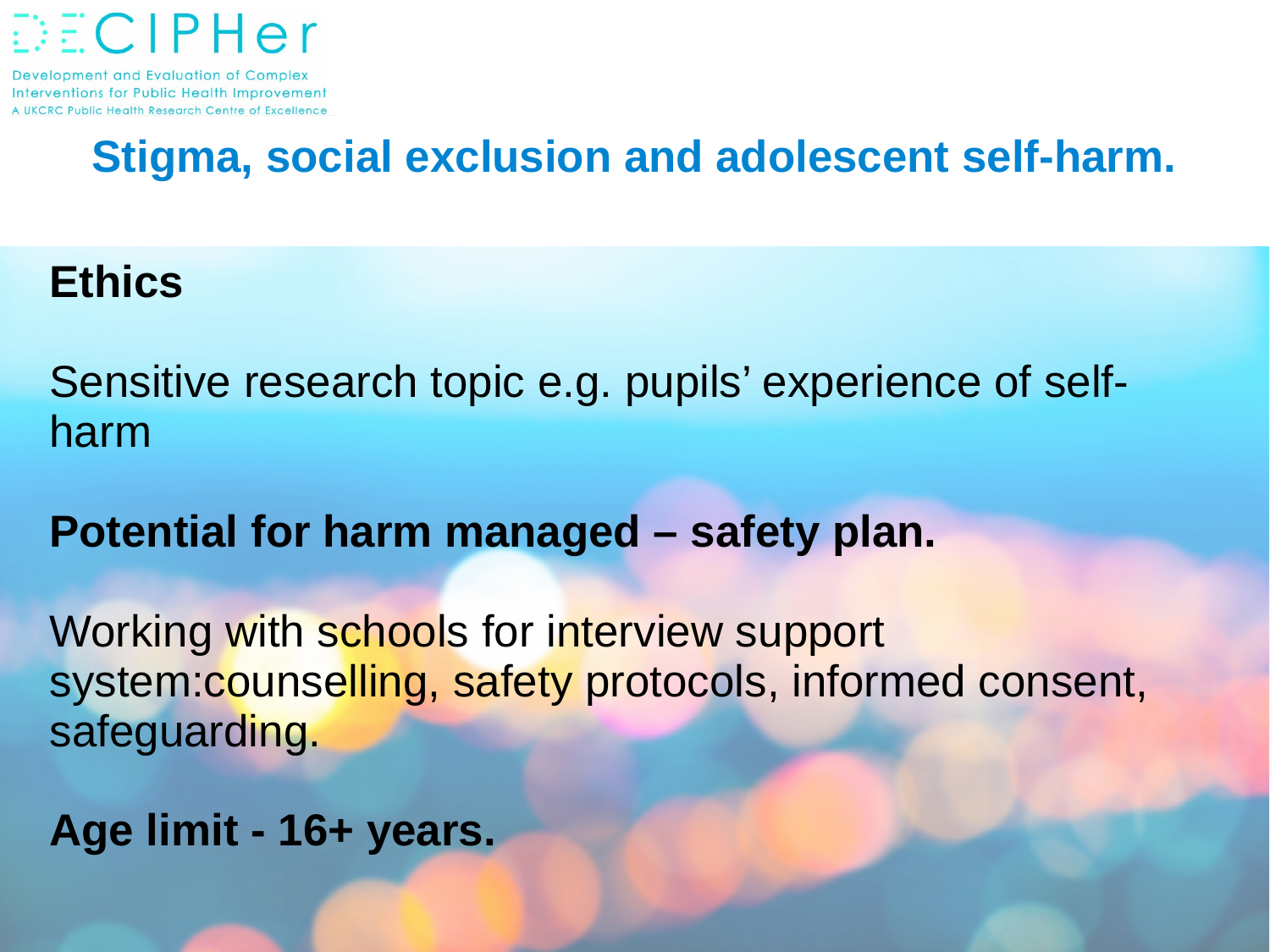# Stigma, social exclusion and adolescent self-harm.

## Ethics

Sensitive research topic e.g. pupils' experience of self-harm

**Potential for harm managed – safety plan.**

Working with schools for interview support system:counselling, safety protocols, informed consent, safeguarding.

**Age limit - 16+ years.**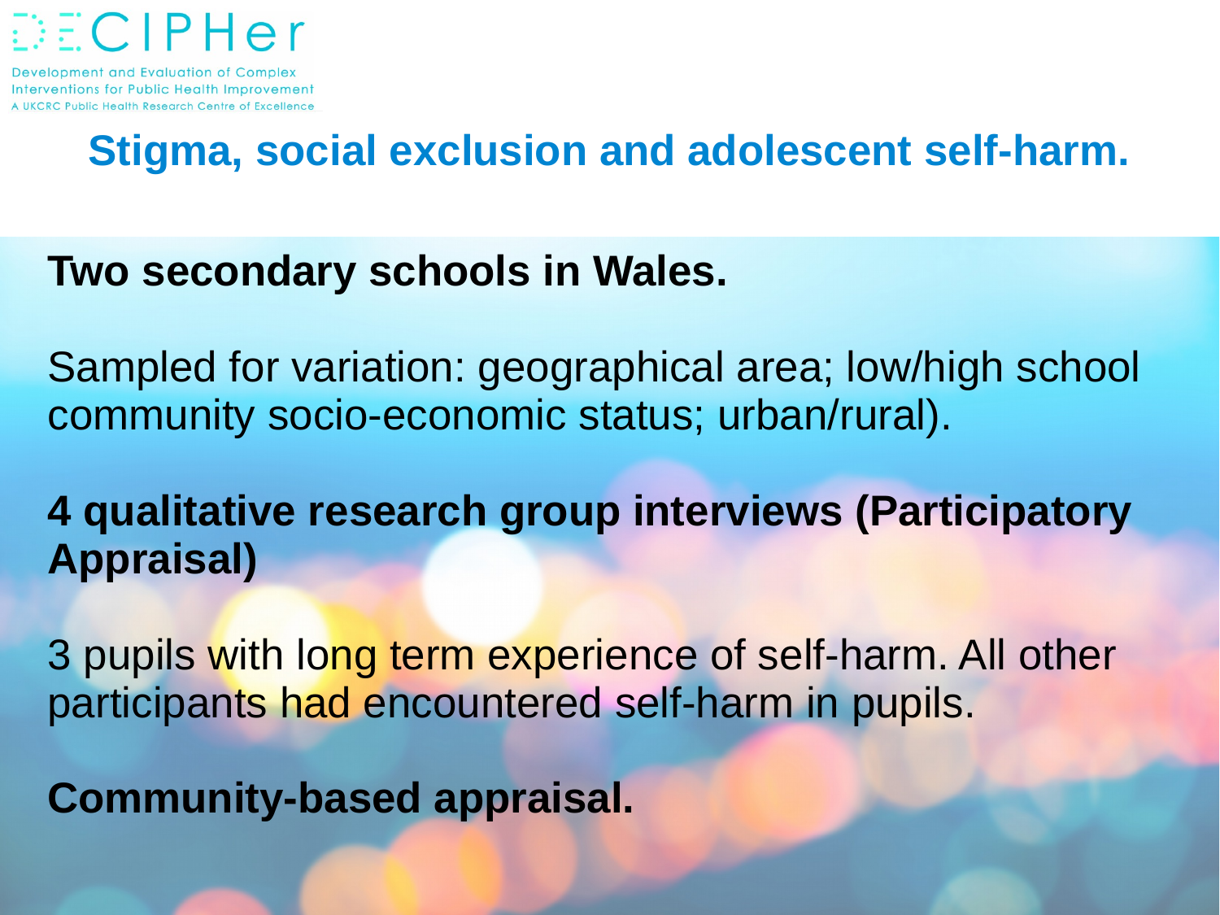# Stigma, social exclusion and adolescent self-harm.

**Two secondary schools in Wales.**

Sampled for variation: geographical area; low/high school community socio-economic status; urban/rural).

**4 qualitative research group interviews (Participatory Appraisal)**

3 pupils with long term experience of self-harm. All other participants had encountered self-harm in pupils.

**Community-based appraisal.**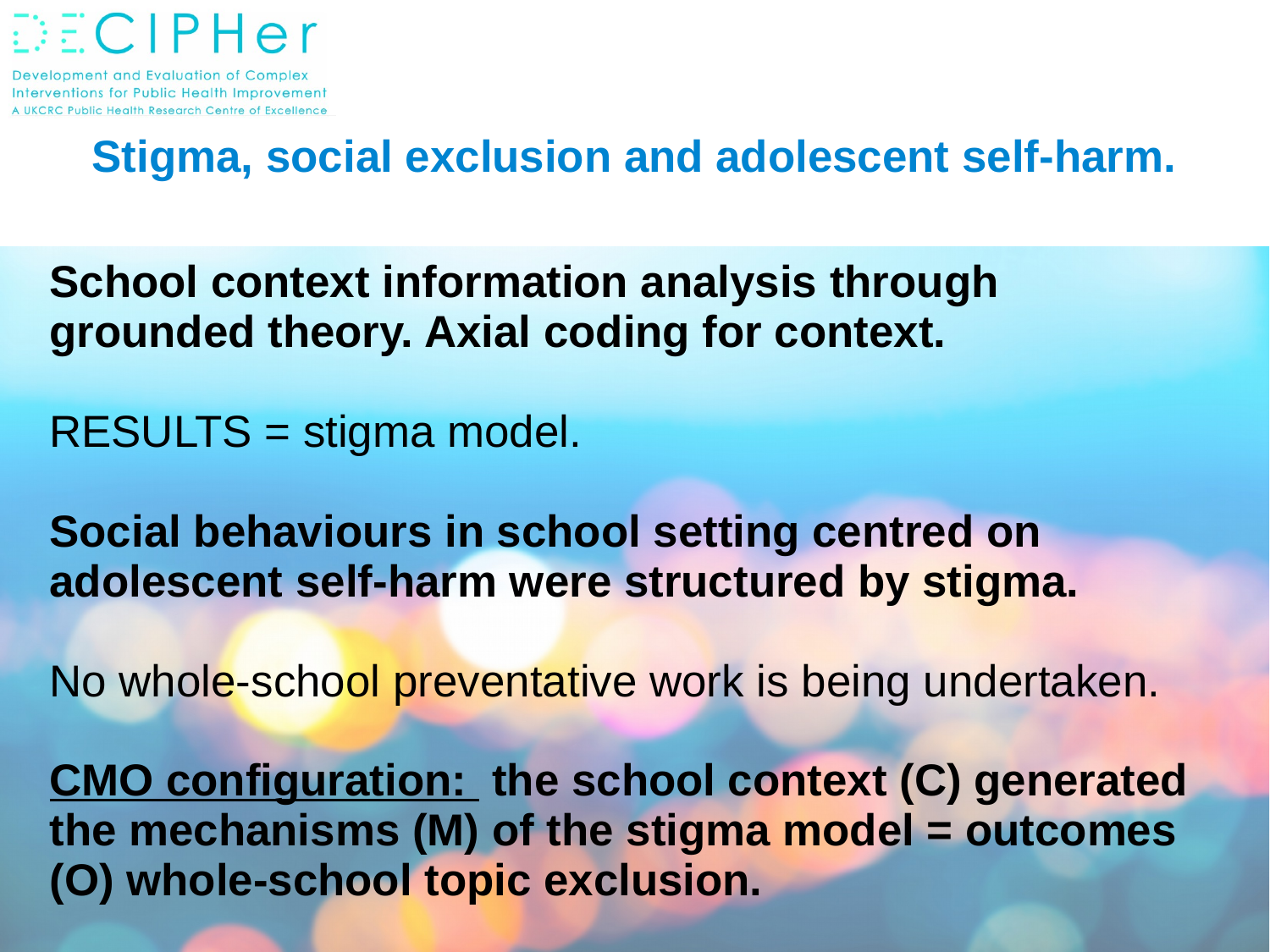DECIPHer

Development and Evaluation of Complex Interventions for Public Health Improvement
A UKCRC Public Health Research Centre of Excellence

## Stigma, social exclusion and adolescent self-harm.

**School context information analysis through grounded theory. Axial coding for context.**

RESULTS = stigma model.

**Social behaviours in school setting centred on adolescent self-harm were structured by stigma.**

No whole-school preventative work is being undertaken.

**CMO configuration:** **the school context (C) generated the mechanisms (M) of the stigma model = outcomes (O) whole-school topic exclusion.**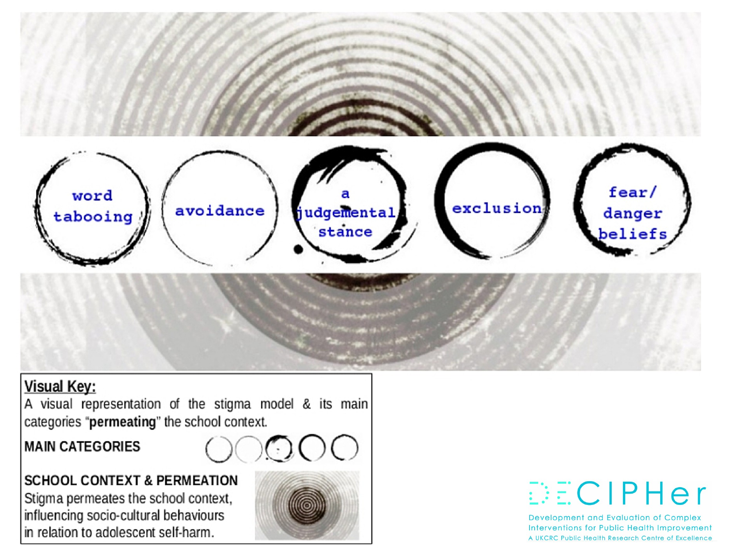word tabooing

avoidance

a judgemental stance

exclusion

fear/ danger beliefs

**Visual Key:**

A visual representation of the stigma model & its main categories "**permeating**" the school context.

**MAIN CATEGORIES**

**SCHOOL CONTEXT & PERMEATION**

Stigma permeates the school context, influencing socio-cultural behaviours in relation to adolescent self-harm.

DECIPHer

Development and Evaluation of Complex Interventions for Public Health Improvement

A UKCRC Public Health Research Centre of Excellence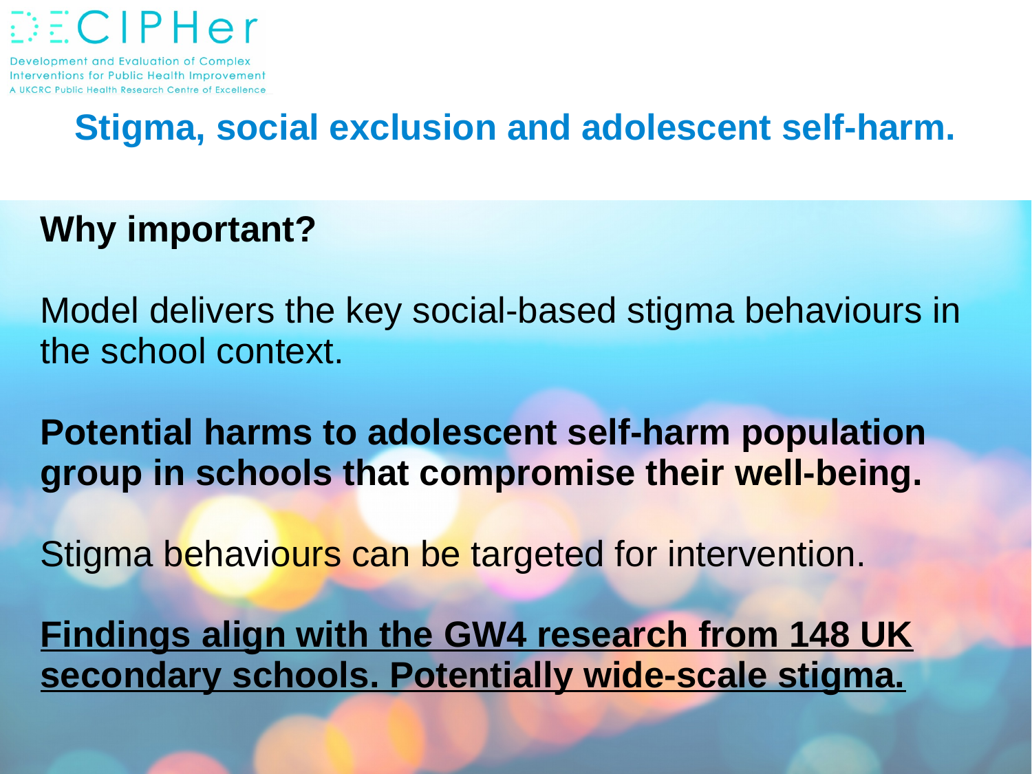# Stigma, social exclusion and adolescent self-harm.

## Why important?

Model delivers the key social-based stigma behaviours in the school context.

**Potential harms to adolescent self-harm population group in schools that compromise their well-being.**

Stigma behaviours can be targeted for intervention.

<u>**Findings align with the GW4 research from 148 UK secondary schools. Potentially wide-scale stigma.**</u>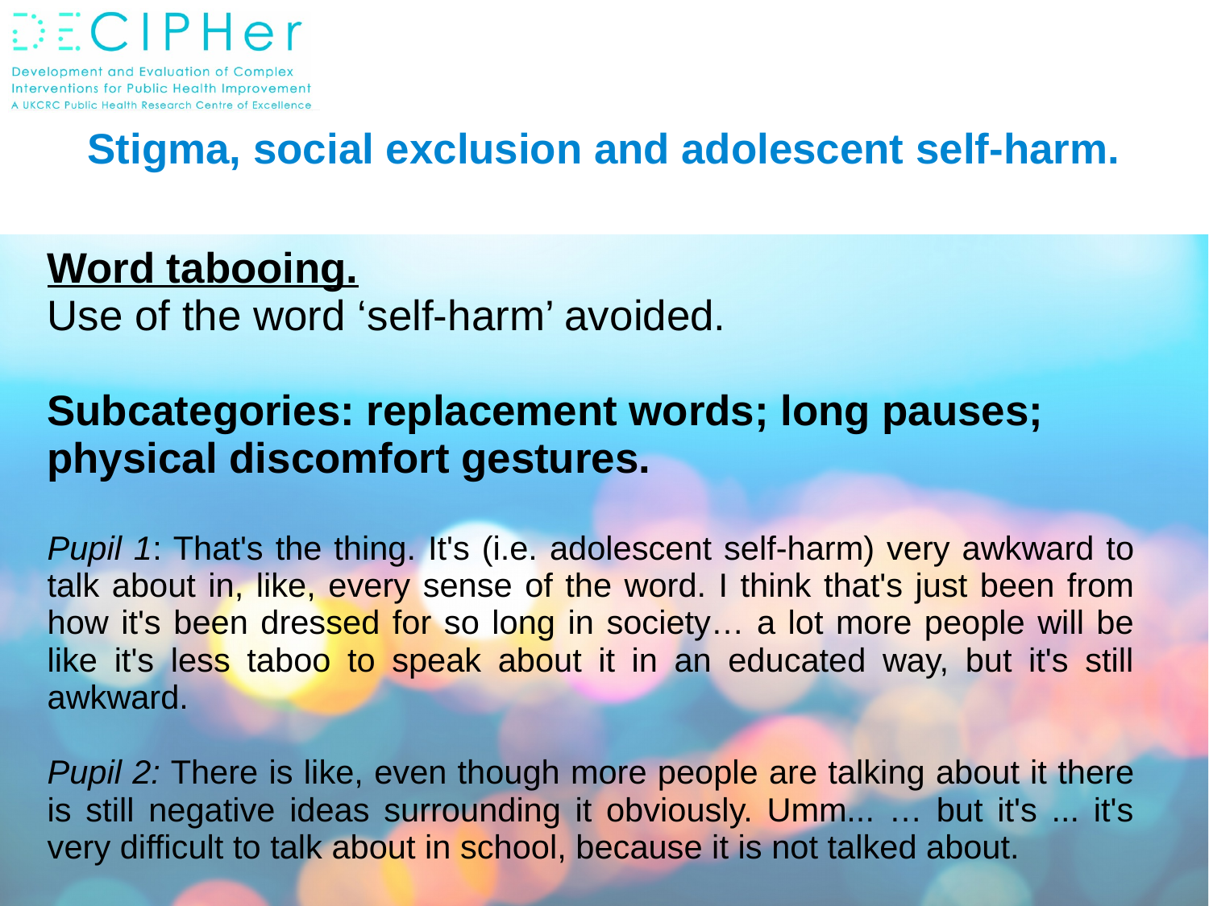# Stigma, social exclusion and adolescent self-harm.

**Word tabooing.**

Use of the word 'self-harm' avoided.

**Subcategories: replacement words; long pauses; physical discomfort gestures.**

*Pupil 1*: That's the thing. It's (i.e. adolescent self-harm) very awkward to talk about in, like, every sense of the word. I think that's just been from how it's been dressed for so long in society… a lot more people will be like it's less taboo to speak about it in an educated way, but it's still awkward.

*Pupil 2:* There is like, even though more people are talking about it there is still negative ideas surrounding it obviously. Umm... … but it's ... it's very difficult to talk about in school, because it is not talked about.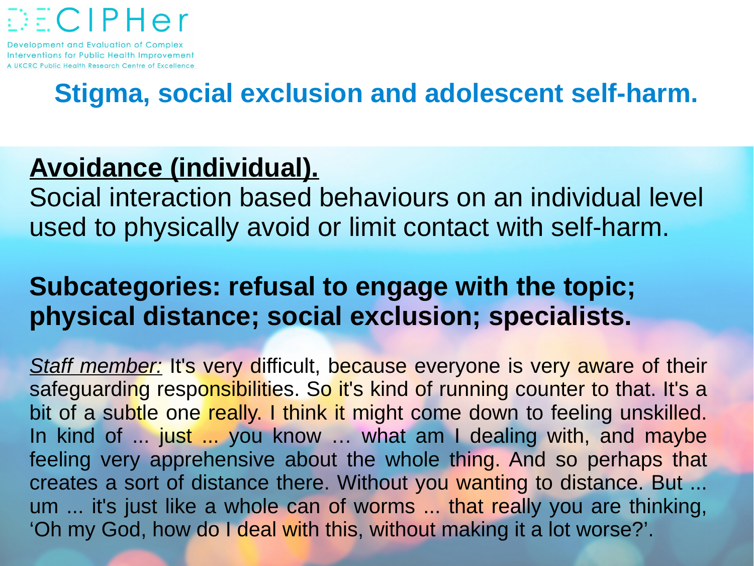DECIPHer

Development and Evaluation of Complex Interventions for Public Health Improvement
A UKCRC Public Health Research Centre of Excellence

# Stigma, social exclusion and adolescent self-harm.

## Avoidance (individual).

Social interaction based behaviours on an individual level used to physically avoid or limit contact with self-harm.

**Subcategories: refusal to engage with the topic; physical distance; social exclusion; specialists.**

*Staff member:* It's very difficult, because everyone is very aware of their safeguarding responsibilities. So it's kind of running counter to that. It's a bit of a subtle one really. I think it might come down to feeling unskilled. In kind of ... just ... you know … what am I dealing with, and maybe feeling very apprehensive about the whole thing. And so perhaps that creates a sort of distance there. Without you wanting to distance. But ... um ... it's just like a whole can of worms ... that really you are thinking, 'Oh my God, how do I deal with this, without making it a lot worse?'.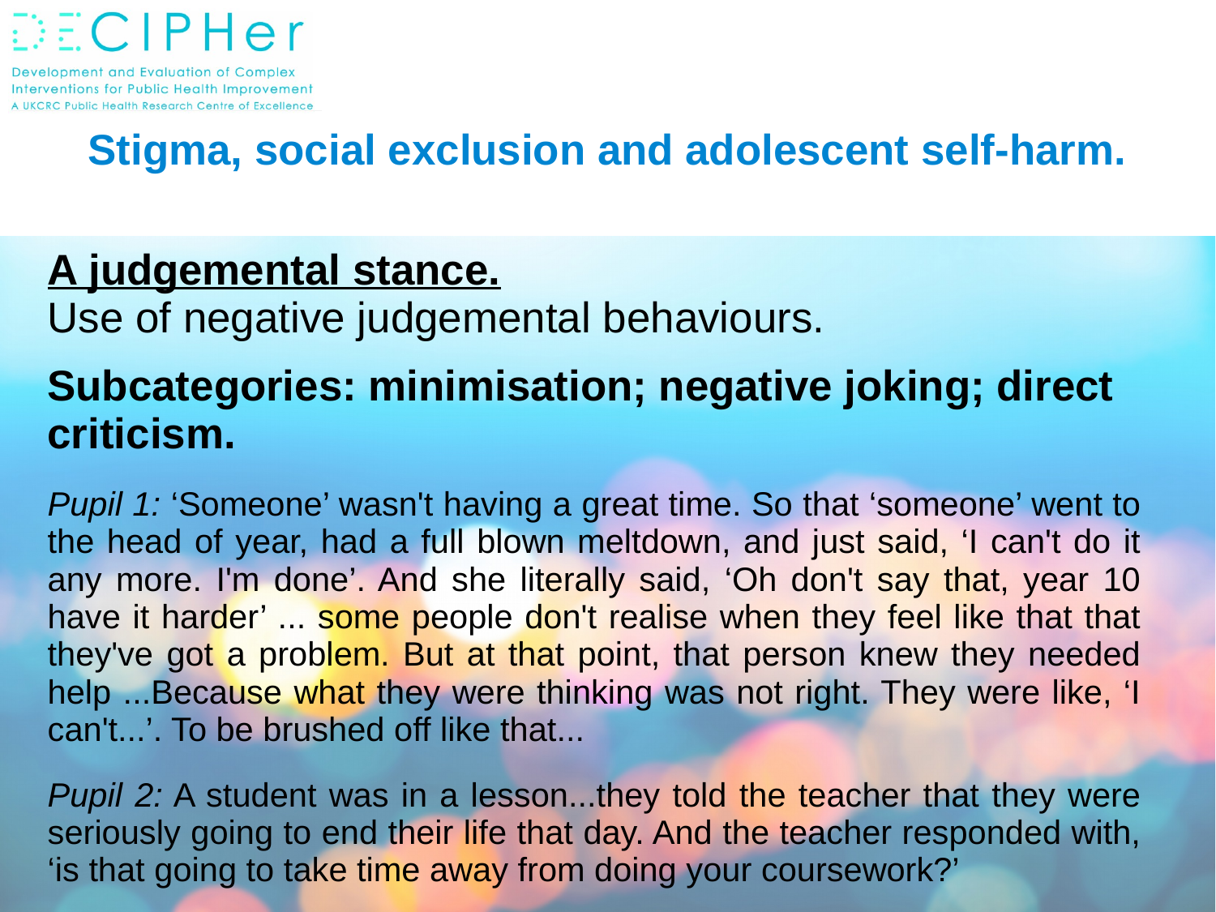DECIPHer

Development and Evaluation of Complex Interventions for Public Health Improvement
A UKCRC Public Health Research Centre of Excellence

# Stigma, social exclusion and adolescent self-harm.

## A judgemental stance.

Use of negative judgemental behaviours.

**Subcategories: minimisation; negative joking; direct criticism.**

*Pupil 1:* 'Someone' wasn't having a great time. So that 'someone' went to the head of year, had a full blown meltdown, and just said, 'I can't do it any more. I'm done'. And she literally said, 'Oh don't say that, year 10 have it harder' ... some people don't realise when they feel like that that they've got a problem. But at that point, that person knew they needed help ...Because what they were thinking was not right. They were like, 'I can't...'. To be brushed off like that...

*Pupil 2:* A student was in a lesson...they told the teacher that they were seriously going to end their life that day. And the teacher responded with, 'is that going to take time away from doing your coursework?'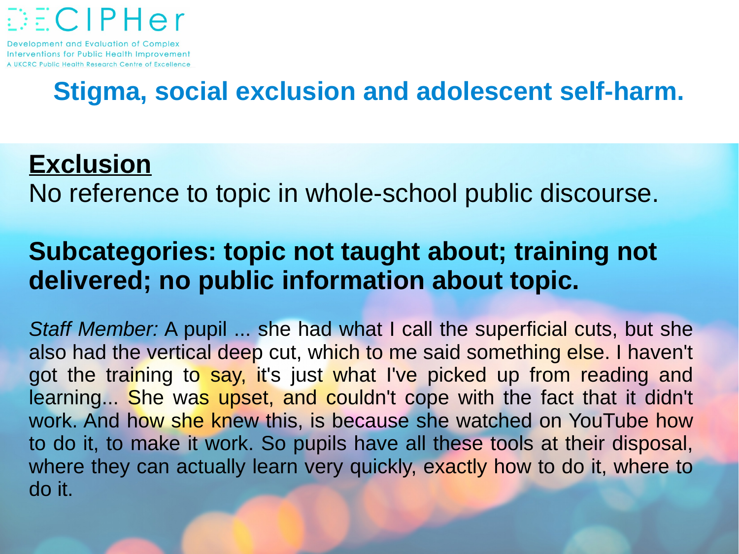DECIPHer

Development and Evaluation of Complex Interventions for Public Health Improvement
A UKCRC Public Health Research Centre of Excellence

# Stigma, social exclusion and adolescent self-harm.

**Exclusion**

No reference to topic in whole-school public discourse.

**Subcategories: topic not taught about; training not delivered; no public information about topic.**

*Staff Member:* A pupil ... she had what I call the superficial cuts, but she also had the vertical deep cut, which to me said something else. I haven't got the training to say, it's just what I've picked up from reading and learning... She was upset, and couldn't cope with the fact that it didn't work. And how she knew this, is because she watched on YouTube how to do it, to make it work. So pupils have all these tools at their disposal, where they can actually learn very quickly, exactly how to do it, where to do it.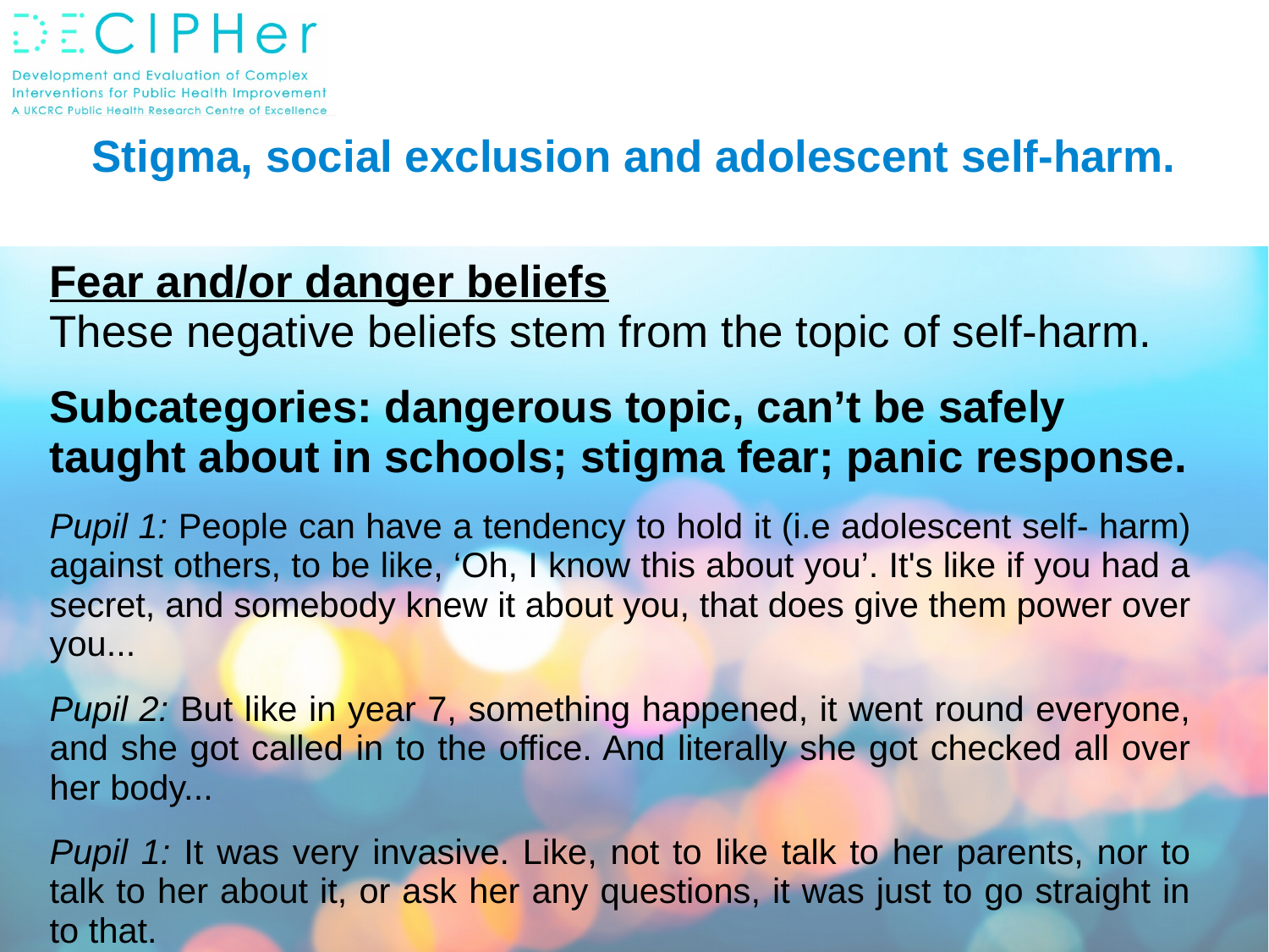# Stigma, social exclusion and adolescent self-harm.

## Fear and/or danger beliefs

These negative beliefs stem from the topic of self-harm.

**Subcategories: dangerous topic, can't be safely taught about in schools; stigma fear; panic response.**

*Pupil 1:* People can have a tendency to hold it (i.e adolescent self- harm) against others, to be like, 'Oh, I know this about you'. It's like if you had a secret, and somebody knew it about you, that does give them power over you...

*Pupil 2:* But like in year 7, something happened, it went round everyone, and she got called in to the office. And literally she got checked all over her body...

*Pupil 1:* It was very invasive. Like, not to like talk to her parents, nor to talk to her about it, or ask her any questions, it was just to go straight in to that.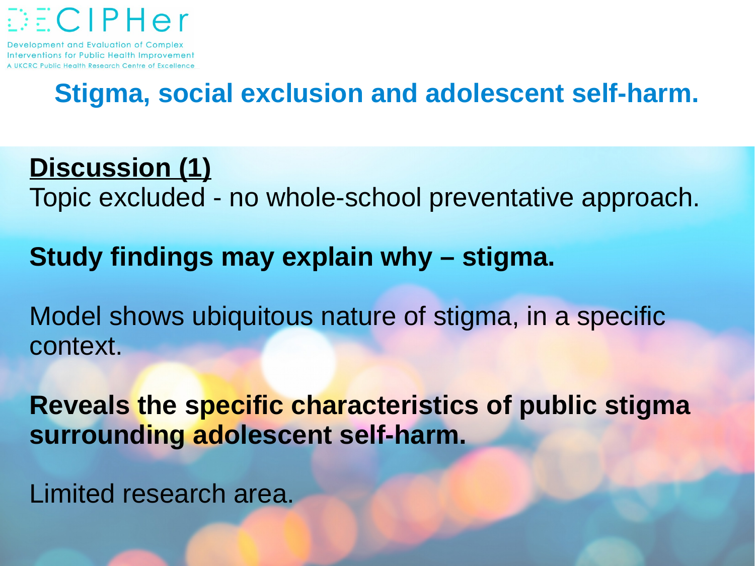## Stigma, social exclusion and adolescent self-harm.

**Discussion (1)**

Topic excluded - no whole-school preventative approach.

**Study findings may explain why – stigma.**

Model shows ubiquitous nature of stigma, in a specific context.

**Reveals the specific characteristics of public stigma surrounding adolescent self-harm.**

Limited research area.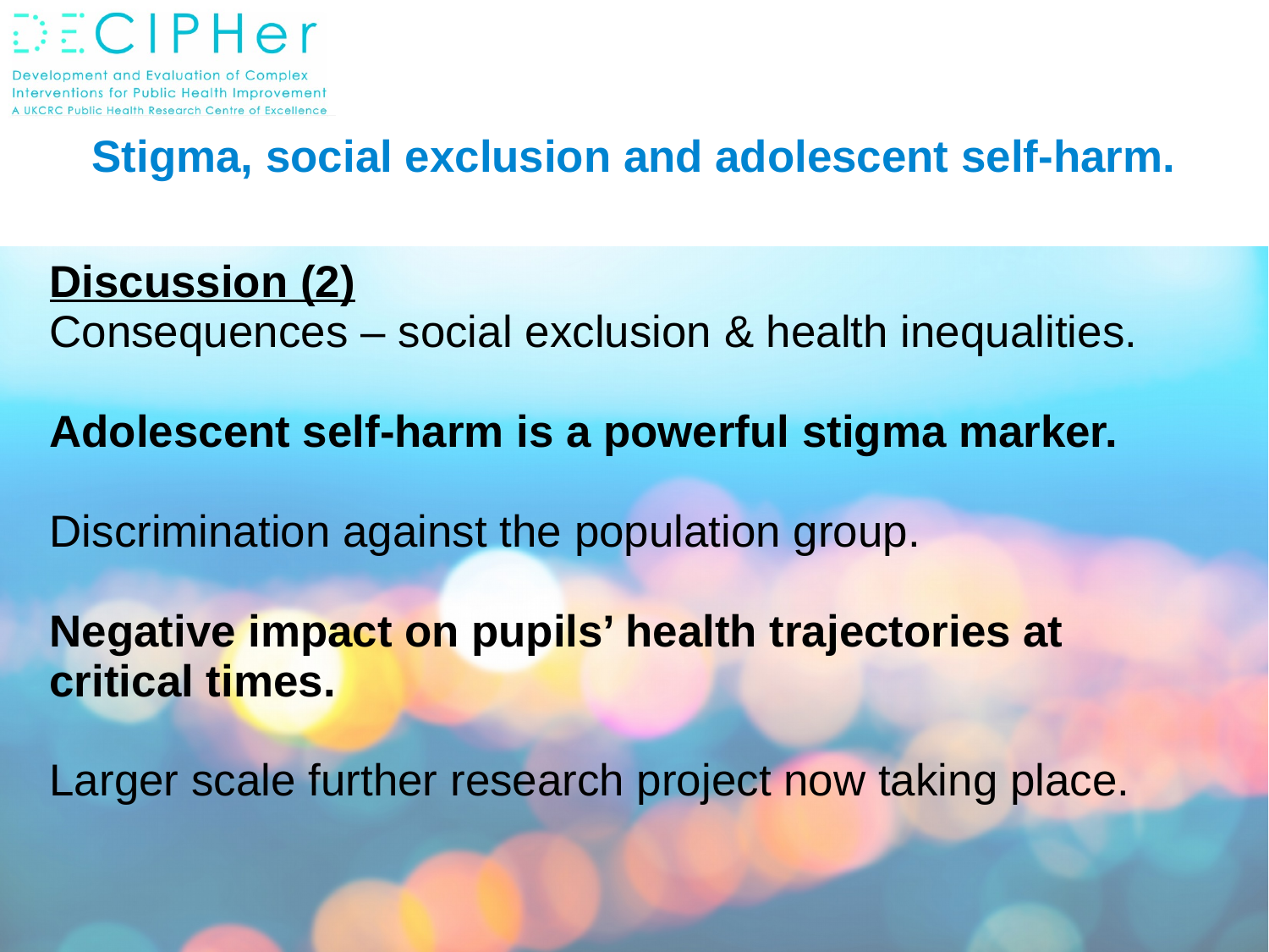# Stigma, social exclusion and adolescent self-harm.

**Discussion (2)**

Consequences – social exclusion & health inequalities.

**Adolescent self-harm is a powerful stigma marker.**

Discrimination against the population group.

**Negative impact on pupils' health trajectories at critical times.**

Larger scale further research project now taking place.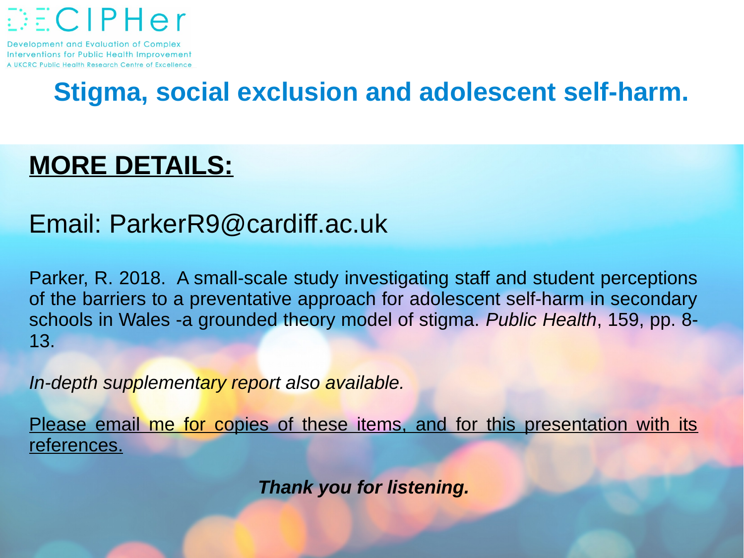DECIPHer

Development and Evaluation of Complex Interventions for Public Health Improvement
A UKCRC Public Health Research Centre of Excellence

# Stigma, social exclusion and adolescent self-harm.

## MORE DETAILS:

Email: ParkerR9@cardiff.ac.uk

Parker, R. 2018. A small-scale study investigating staff and student perceptions of the barriers to a preventative approach for adolescent self-harm in secondary schools in Wales -a grounded theory model of stigma. *Public Health*, 159, pp. 8-13.

*In-depth supplementary report also available.*

Please email me for copies of these items, and for this presentation with its references.

***Thank you for listening.***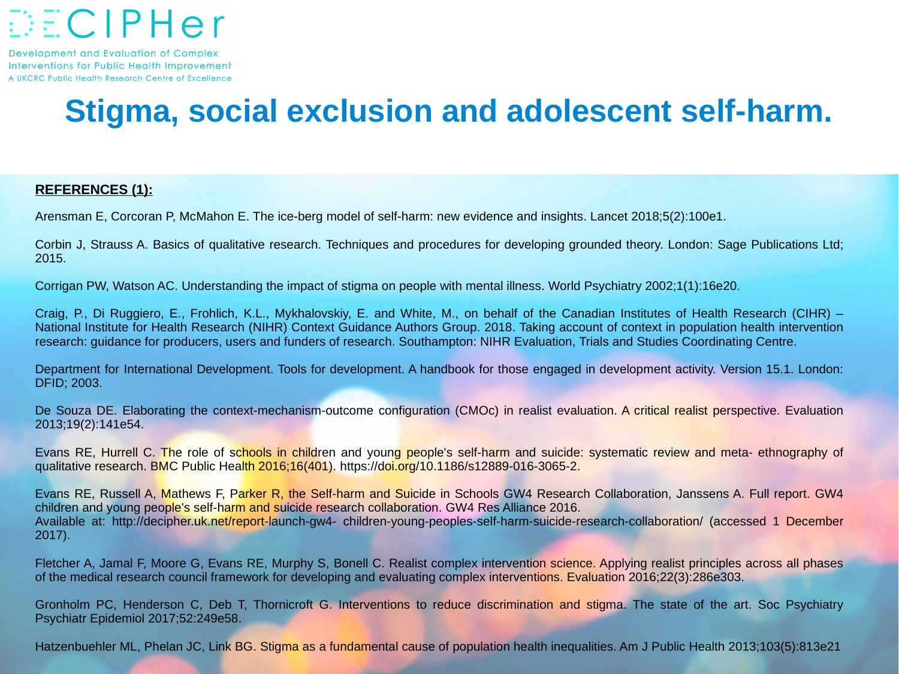# Stigma, social exclusion and adolescent self-harm.

**REFERENCES (1):**

Arensman E, Corcoran P, McMahon E. The ice-berg model of self-harm: new evidence and insights. Lancet 2018;5(2):100e1.

Corbin J, Strauss A. Basics of qualitative research. Techniques and procedures for developing grounded theory. London: Sage Publications Ltd; 2015.

Corrigan PW, Watson AC. Understanding the impact of stigma on people with mental illness. World Psychiatry 2002;1(1):16e20.

Craig, P., Di Ruggiero, E., Frohlich, K.L., Mykhalovskiy, E. and White, M., on behalf of the Canadian Institutes of Health Research (CIHR) – National Institute for Health Research (NIHR) Context Guidance Authors Group. 2018. Taking account of context in population health intervention research: guidance for producers, users and funders of research. Southampton: NIHR Evaluation, Trials and Studies Coordinating Centre.

Department for International Development. Tools for development. A handbook for those engaged in development activity. Version 15.1. London: DFID; 2003.

De Souza DE. Elaborating the context-mechanism-outcome configuration (CMOc) in realist evaluation. A critical realist perspective. Evaluation 2013;19(2):141e54.

Evans RE, Hurrell C. The role of schools in children and young people's self-harm and suicide: systematic review and meta- ethnography of qualitative research. BMC Public Health 2016;16(401). https://doi.org/10.1186/s12889-016-3065-2.

Evans RE, Russell A, Mathews F, Parker R, the Self-harm and Suicide in Schools GW4 Research Collaboration, Janssens A. Full report. GW4 children and young people's self-harm and suicide research collaboration. GW4 Res Alliance 2016.
Available at: http://decipher.uk.net/report-launch-gw4- children-young-peoples-self-harm-suicide-research-collaboration/ (accessed 1 December 2017).

Fletcher A, Jamal F, Moore G, Evans RE, Murphy S, Bonell C. Realist complex intervention science. Applying realist principles across all phases of the medical research council framework for developing and evaluating complex interventions. Evaluation 2016;22(3):286e303.

Gronholm PC, Henderson C, Deb T, Thornicroft G. Interventions to reduce discrimination and stigma. The state of the art. Soc Psychiatry Psychiatr Epidemiol 2017;52:249e58.

Hatzenbuehler ML, Phelan JC, Link BG. Stigma as a fundamental cause of population health inequalities. Am J Public Health 2013;103(5):813e21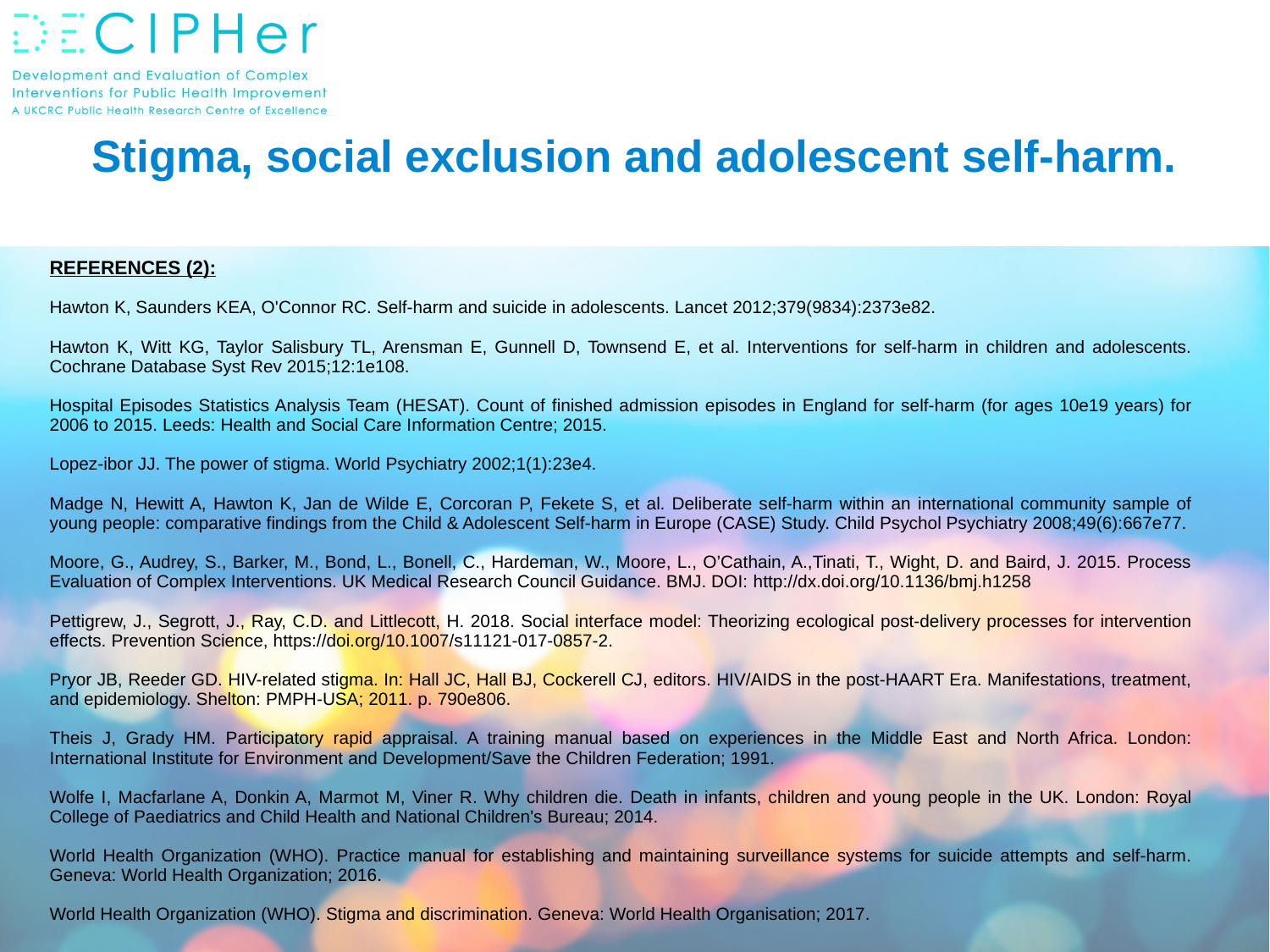DECIPHer

Development and Evaluation of Complex Interventions for Public Health Improvement

A UKCRC Public Health Research Centre of Excellence

# Stigma, social exclusion and adolescent self-harm.

**REFERENCES (2):**

Hawton K, Saunders KEA, O'Connor RC. Self-harm and suicide in adolescents. Lancet 2012;379(9834):2373e82.

Hawton K, Witt KG, Taylor Salisbury TL, Arensman E, Gunnell D, Townsend E, et al. Interventions for self-harm in children and adolescents. Cochrane Database Syst Rev 2015;12:1e108.

Hospital Episodes Statistics Analysis Team (HESAT). Count of finished admission episodes in England for self-harm (for ages 10e19 years) for 2006 to 2015. Leeds: Health and Social Care Information Centre; 2015.

Lopez-ibor JJ. The power of stigma. World Psychiatry 2002;1(1):23e4.

Madge N, Hewitt A, Hawton K, Jan de Wilde E, Corcoran P, Fekete S, et al. Deliberate self-harm within an international community sample of young people: comparative findings from the Child & Adolescent Self-harm in Europe (CASE) Study. Child Psychol Psychiatry 2008;49(6):667e77.

Moore, G., Audrey, S., Barker, M., Bond, L., Bonell, C., Hardeman, W., Moore, L., O'Cathain, A.,Tinati, T., Wight, D. and Baird, J. 2015. Process Evaluation of Complex Interventions. UK Medical Research Council Guidance. BMJ. DOI: http://dx.doi.org/10.1136/bmj.h1258

Pettigrew, J., Segrott, J., Ray, C.D. and Littlecott, H. 2018. Social interface model: Theorizing ecological post-delivery processes for intervention effects. Prevention Science, https://doi.org/10.1007/s11121-017-0857-2.

Pryor JB, Reeder GD. HIV-related stigma. In: Hall JC, Hall BJ, Cockerell CJ, editors. HIV/AIDS in the post-HAART Era. Manifestations, treatment, and epidemiology. Shelton: PMPH-USA; 2011. p. 790e806.

Theis J, Grady HM. Participatory rapid appraisal. A training manual based on experiences in the Middle East and North Africa. London: International Institute for Environment and Development/Save the Children Federation; 1991.

Wolfe I, Macfarlane A, Donkin A, Marmot M, Viner R. Why children die. Death in infants, children and young people in the UK. London: Royal College of Paediatrics and Child Health and National Children's Bureau; 2014.

World Health Organization (WHO). Practice manual for establishing and maintaining surveillance systems for suicide attempts and self-harm. Geneva: World Health Organization; 2016.

World Health Organization (WHO). Stigma and discrimination. Geneva: World Health Organisation; 2017.